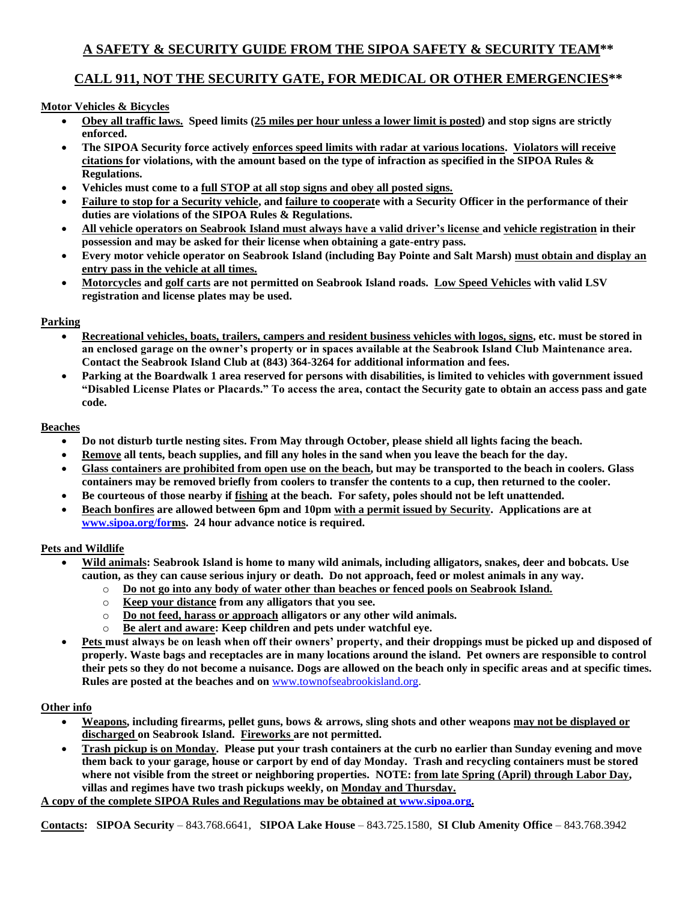## A SAFETY & SECURITY GUIDE FROM THE SIPOA SAFETY & SECURITY TEAM**

## CALL 911, NOT THE SECURITY GATE, FOR MEDICAL OR OTHER EMERGENCIES**

**Motor Vehicles & Bicycles**

- **Obey all traffic laws. Speed limits (25 miles per hour unless a lower limit is posted) and stop signs are strictly enforced.**
- **The SIPOA Security force actively enforces speed limits with radar at various locations. Violators will receive citations for violations, with the amount based on the type of infraction as specified in the SIPOA Rules & Regulations.**
- **Vehicles must come to a full STOP at all stop signs and obey all posted signs.**
- **Failure to stop for a Security vehicle, and failure to cooperate with a Security Officer in the performance of their duties are violations of the SIPOA Rules & Regulations.**
- **All vehicle operators on Seabrook Island must always have a valid driver's license and vehicle registration in their possession and may be asked for their license when obtaining a gate-entry pass.**
- **Every motor vehicle operator on Seabrook Island (including Bay Pointe and Salt Marsh) must obtain and display an entry pass in the vehicle at all times.**
- **Motorcycles and golf carts are not permitted on Seabrook Island roads. Low Speed Vehicles with valid LSV registration and license plates may be used.**

**Parking**

- **Recreational vehicles, boats, trailers, campers and resident business vehicles with logos, signs, etc. must be stored in an enclosed garage on the owner's property or in spaces available at the Seabrook Island Club Maintenance area. Contact the Seabrook Island Club at (843) 364-3264 for additional information and fees.**
- **Parking at the Boardwalk 1 area reserved for persons with disabilities, is limited to vehicles with government issued "Disabled License Plates or Placards." To access the area, contact the Security gate to obtain an access pass and gate code.**

**Beaches**

- **Do not disturb turtle nesting sites. From May through October, please shield all lights facing the beach.**
- **Remove all tents, beach supplies, and fill any holes in the sand when you leave the beach for the day.**
- **Glass containers are prohibited from open use on the beach, but may be transported to the beach in coolers. Glass containers may be removed briefly from coolers to transfer the contents to a cup, then returned to the cooler.**
- **Be courteous of those nearby if fishing at the beach. For safety, poles should not be left unattended.**
- **Beach bonfires are allowed between 6pm and 10pm with a permit issued by Security. Applications are at www.sipoa.org/forms. 24 hour advance notice is required.**

**Pets and Wildlife**

- **Wild animals: Seabrook Island is home to many wild animals, including alligators, snakes, deer and bobcats. Use caution, as they can cause serious injury or death. Do not approach, feed or molest animals in any way.**
  - **Do not go into any body of water other than beaches or fenced pools on Seabrook Island.**
  - **Keep your distance from any alligators that you see.**
  - **Do not feed, harass or approach alligators or any other wild animals.**
  - **Be alert and aware: Keep children and pets under watchful eye.**
- **Pets must always be on leash when off their owners' property, and their droppings must be picked up and disposed of properly. Waste bags and receptacles are in many locations around the island. Pet owners are responsible to control their pets so they do not become a nuisance. Dogs are allowed on the beach only in specific areas and at specific times. Rules are posted at the beaches and on** www.townofseabrookisland.org.

**Other info**

- **Weapons, including firearms, pellet guns, bows & arrows, sling shots and other weapons may not be displayed or discharged on Seabrook Island. Fireworks are not permitted.**
- **Trash pickup is on Monday. Please put your trash containers at the curb no earlier than Sunday evening and move them back to your garage, house or carport by end of day Monday. Trash and recycling containers must be stored where not visible from the street or neighboring properties. NOTE: from late Spring (April) through Labor Day, villas and regimes have two trash pickups weekly, on Monday and Thursday.**

**A copy of the complete SIPOA Rules and Regulations may be obtained at www.sipoa.org.**

**Contacts:** **SIPOA Security** – 843.768.6641, **SIPOA Lake House** – 843.725.1580, **SI Club Amenity Office** – 843.768.3942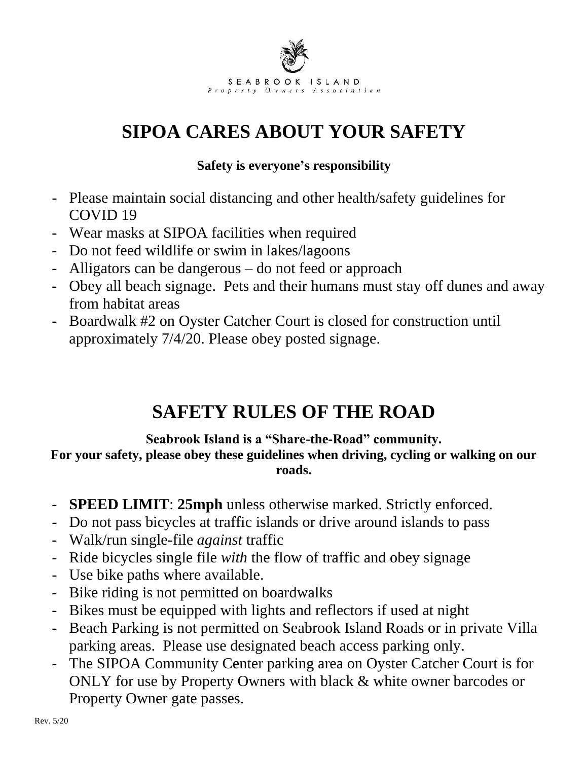SEABROOK ISLAND
*Property Owners Association*

# SIPOA CARES ABOUT YOUR SAFETY

**Safety is everyone's responsibility**

- Please maintain social distancing and other health/safety guidelines for COVID 19
- Wear masks at SIPOA facilities when required
- Do not feed wildlife or swim in lakes/lagoons
- Alligators can be dangerous – do not feed or approach
- Obey all beach signage. Pets and their humans must stay off dunes and away from habitat areas
- Boardwalk #2 on Oyster Catcher Court is closed for construction until approximately 7/4/20. Please obey posted signage.

# SAFETY RULES OF THE ROAD

**Seabrook Island is a "Share-the-Road" community.**
**For your safety, please obey these guidelines when driving, cycling or walking on our roads.**

- **SPEED LIMIT**: **25mph** unless otherwise marked. Strictly enforced.
- Do not pass bicycles at traffic islands or drive around islands to pass
- Walk/run single-file *against* traffic
- Ride bicycles single file *with* the flow of traffic and obey signage
- Use bike paths where available.
- Bike riding is not permitted on boardwalks
- Bikes must be equipped with lights and reflectors if used at night
- Beach Parking is not permitted on Seabrook Island Roads or in private Villa parking areas. Please use designated beach access parking only.
- The SIPOA Community Center parking area on Oyster Catcher Court is for ONLY for use by Property Owners with black & white owner barcodes or Property Owner gate passes.

Rev. 5/20